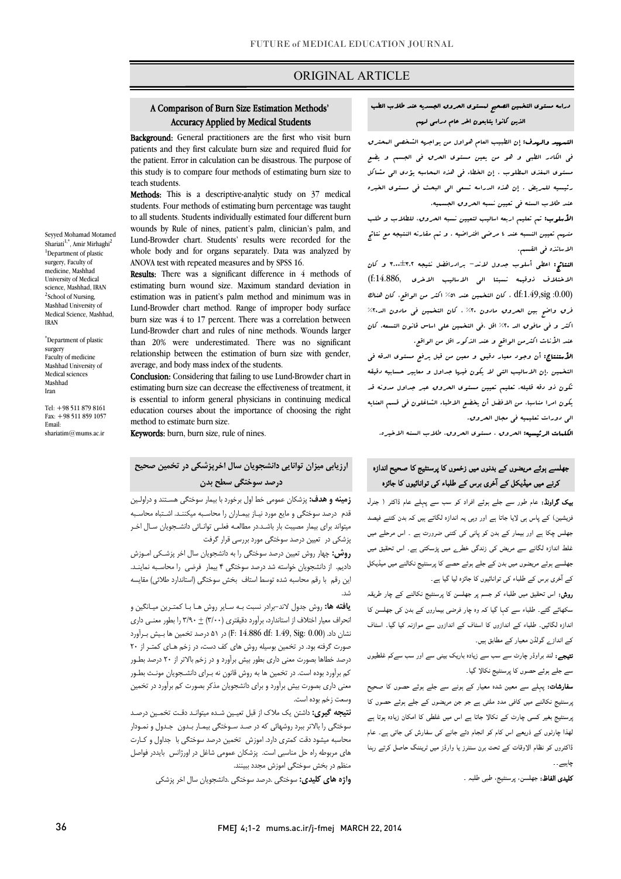ORIGINAL ARTICLE

# A Comparison of Burn Size Estimation Methods' Accuracy Applied by Medical Students

**Background:** General practitioners are the first who visit burn patients and they first calculate burn size and required fluid for the patient. Error in calculation can be disastrous. The purpose of this study is to compare four methods of estimating burn size to teach students.

**Methods:** This is a descriptive-analytic study on 37 medical students. Four methods of estimating burn percentage was taught to all students. Students individually estimated four different burn wounds by Rule of nines, patient's palm, clinician's palm, and Lund-Browder chart. Students' results were recorded for the whole body and for organs separately. Data was analyzed by ANOVA test with repeated measures and by SPSS 16.

**Results:** There was a significant difference in 4 methods of estimating burn wound size. Maximum standard deviation in estimation was in patient's palm method and minimum was in Lund-Browder chart method. Range of improper body surface burn size was 4 to 17 percent. There was a correlation between Lund-Browder chart and rules of nine methods. Wounds larger than 20% were underestimated. There was no significant relationship between the estimation of burn size with gender, average, and body mass index of the students.

**Conclusion:** Considering that failing to use Lund-Browder chart in estimating burn size can decrease the effectiveness of treatment, it is essential to inform general physicians in continuing medical education courses about the importance of choosing the right method to estimate burn size.

**Keywords:** burn, burn size, rule of nines.

Seyyed Mohamad Motamed Shariati[1,*], Amir Mirhaghi[2]
[1]Department of plastic surgery, Faculty of medicine, Mashhad University of Medical science, Mashhad, IRAN
[2]School of Nursing, Mashhad University of Medical Science, Mashhad, IRAN

[*]Department of plastic surgery
Faculty of medicine
Mashhad University of Medical sciences
Mashhad
Iran

Tel: +98 511 879 8161
Fax: +98 511 859 1057
Email: shariatim@mums.ac.ir

## دراسة مستوى التخمين الصحيح لمستوى الحروق الجسدية عند طلاب الطب الذين كانوا يتابعون آخر عام دراسي لهم

**التمهيد والهدف:** إن الطبيب العام هو أول من يواجه الشخص المحترق في الكادر الطبي و هو من يعين مستوى الحرق في الجسم و يضع مستوى المغذي المطلوب . إن الخطاء في هذه المحاسبة يؤدي الى مشاكل رئيسيه للمريض . إن هذه الدراسه تسعى الى البحث في مستوى الخبره عند طلاب السنه في تعيين نسبه الحروق الجسميه.

**الأسلوب:** تم تعليم اربعة اساليب لتعيين نسبه الحروق. للطلاب و طلب منهم تعيين النسبه عند ٤ مرضى افتراضيه . و تم مقارنه النتيجه مع نتائج الاساتذه في القسم.

**النتائج:** اعطى أسلوب جدول لاند- برادرافضل نتيجه ٣.٢±٣.٠٠ و كان الاختلاف ذوقيمه نسبتا الى الاساليب الاخرى ,(f:14.886, df:1.49,sig :0.00) . كان التخمين عند ٥١٪ اكثر من الواقع. كان هناك فرق واضح بين الحروق مادون ٢٠٪ . كان التخمين في مادون الـ٢٠٪ اكثر و في مافوق الـ ٢٠٪ اقل .في التخمين على اساس قانون التسعه. كان عند الأناث اكثرمن الواقع و عند الذكور اقل من الواقع.

**الأستنتاج:** أن وجود معيار دقيق و معين من قبل يرفع مستوى الدقه في التخمين .إن الاساليب التي لا يكون فيها جداول و معايير حسابيه دقيقه تكون ذو دقه قليله. تعليم تعيين مستوى الحروق عبر جداول مدونه قد يكون امرا مناسبا. من الافضل أن يخضع الاطباء الشاغلون في قسم العنايه الى دورات تعليميه في مجال الحروق.

**الكلمات الرئيسيه:** الحروق ، مستوى الحروق، طلاب السنه الاخيره.

## ارزیابی میزان توانایی دانشجویان سال اخرپزشکی در تخمین صحیح درصد سوختگی سطح بدن

**زمینه و هدف:** پزشکان عمومی خط اول برخورد با بیمار سوختگی هستند و دراولین قدم درصد سوختگی و مایع مورد نیاز بیماران را محاسبه میکنند. اشتباه محاسبه میتواند برای بیمار مصیبت بار باشد.در مطالعه فعلی توانائی دانشجویان سال اخر پزشکی در تعیین درصد سوختگی مورد بررسی قرار گرفت

**روش:** چهار روش تعیین درصد سوختگی را به دانشجویان سال اخر پزشکی اموزش دادیم. از دانشجویان خواسته شد درصد سوختگی ۴ بیمار فرضی را محاسبه نمایند. این رقم با رقم محاسبه شده توسط استاف بخش سوختگی (استاندارد طلائی) مقایسه شد.

**یافته ها:** روش جدول لاند-برادر نسبت به سایر روش ها با کمترین میانگین و انحراف معیار اختلاف از استاندارد، برآورد دقیقتری (۳/۰۰) ± ۳/۹۰ را بطور معنی داری نشان داد. (F: 14.886 df: 1.49, Sig: 0.00) در ۵۱ درصد تخمین ها بیش برآورد صورت گرفته بود. در تخمین بوسیله روش های کف دست، در زخم های کمتر از ۲۰ درصد خطاها بصورت معنی داری بطور بیش برآورد و در زخم بالاتر از ۲۰ درصد بطور کم برآورد بوده است. در تخمین ها به روش قانون نه برای دانشجویان مونث بطور معنی داری بصورت بیش برآورد و برای دانشجویان مذکر بصورت کم برآورد در تخمین وسعت زخم بوده است.

**نتیجه گیری:** داشتن یک ملاک از قبل تعیین شده میتواند دقت تخمین درصد سوختگی را بالاتر ببرد روشهائی که در صد سوختگی بیمار بدون جدول و نمودار محاسبه میشود دقت کمتری دارد. اموزش تخمین درصد سوختگی با جداول و کارت های مربوطه راه حل مناسبی است. پزشکان عمومی شاغل در اورژانس بایددر فواصل منظم در بخش سوختگی اموزش مجدد ببینند.

**واژه های کلیدی:** سوختگی ،درصد سوختگی ،دانشجویان سال اخر پزشکی

## جھلسے ہوئے مریضوں کے بدنوں میں زخموں کا پرسینٹیج کا صحیح اندازہ کرنے میں میڈیکل کے آخری برس کے طلباء کی توانائیوں کا جائزہ

**بیک گراونڈ:** عام طور سے جلے ہوئے افراد کو سب سے پہلے عام ڈاکٹر ( جنرل فزیشین) کے پاس ہی لایا جاتا ہے اور وہی یہ اندازہ لگاتے ہیں کہ بدن کتنے فیصد جھلس چکا ہے اور بیمار کے بدن کو پانی کی کتنی ضرورت ہے ۔ اس مرحلے میں غلط اندازہ لگانے سے مریض کی زندگی خطرے میں پڑسکتی ہے۔ اس تحقیق میں جھلسے ہوئے مریضوں میں بدن کے جلے ہوئے حصے کا پرسینٹیج نکالنے میں میڈیکل کے آخری برس کے طلباء کی توانائیوں کا جائزہ لیا گیا ہے۔

**روش:** اس تحقیق میں طلباء کو جسم پر جھلسن کا پرسینٹیج نکالنے کے چار طریقے سکھائے گئے۔ طلباء سے کہا گیا کہ وہ چار فرضی بیماروں کے بدن کی جھلسن کا اندازہ لگائیں۔ طلباء کے اندازوں کو اسٹاف کے اندازوں سے موازنہ کیا گیا۔ اسٹاف کے اندازے گولڈن معیار کے مطابق ہیں۔

**نتیجے:** لند براوڑ چارٹ سے سب سے زیادہ باریک بینی سے اور سب سےکم غلطیوں سے جلے ہوئے حصوں کا پرسینٹیج نکالا گیا۔

**سفارشات:** پہلے سے معین شدہ معیار کے ہونے سے جلے ہوئے حصوں کا صحیح پرسینٹیج نکالنے میں کافی مدد ملتی ہے جو جن مریضوں کے جلے ہوئے حصوں کا پرسینٹیج بغیر کسی چارٹ کے نکالا جاتا ہے اس میں غلطی کا امکان زیادہ ہوتا ہے لھذا چارٹوں کے ذریعے اس کام کو انجام دئے جانے کی سفارش کی جاتی ہے۔ عام ڈاکٹروں کو نظام الاوقات کے تحت برن سنٹرز یا وارڈز میں ٹریننگ حاصل کرتے رہنا چاہیے۔.

**کلیدی الفاظ:** جھلسن، پرسینٹیج، طبی طلبہ ۔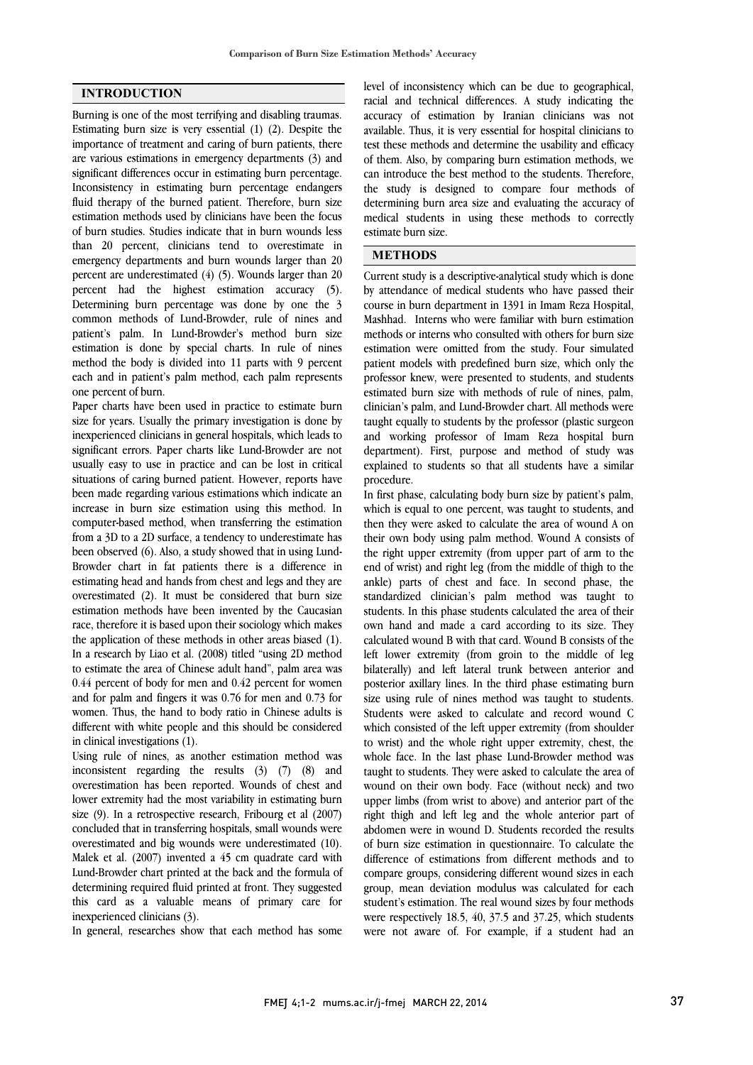## INTRODUCTION

Burning is one of the most terrifying and disabling traumas. Estimating burn size is very essential (1) (2). Despite the importance of treatment and caring of burn patients, there are various estimations in emergency departments (3) and significant differences occur in estimating burn percentage. Inconsistency in estimating burn percentage endangers fluid therapy of the burned patient. Therefore, burn size estimation methods used by clinicians have been the focus of burn studies. Studies indicate that in burn wounds less than 20 percent, clinicians tend to overestimate in emergency departments and burn wounds larger than 20 percent are underestimated (4) (5). Wounds larger than 20 percent had the highest estimation accuracy (5). Determining burn percentage was done by one the 3 common methods of Lund-Browder, rule of nines and patient's palm. In Lund-Browder's method burn size estimation is done by special charts. In rule of nines method the body is divided into 11 parts with 9 percent each and in patient's palm method, each palm represents one percent of burn.

Paper charts have been used in practice to estimate burn size for years. Usually the primary investigation is done by inexperienced clinicians in general hospitals, which leads to significant errors. Paper charts like Lund-Browder are not usually easy to use in practice and can be lost in critical situations of caring burned patient. However, reports have been made regarding various estimations which indicate an increase in burn size estimation using this method. In computer-based method, when transferring the estimation from a 3D to a 2D surface, a tendency to underestimate has been observed (6). Also, a study showed that in using Lund-Browder chart in fat patients there is a difference in estimating head and hands from chest and legs and they are overestimated (2). It must be considered that burn size estimation methods have been invented by the Caucasian race, therefore it is based upon their sociology which makes the application of these methods in other areas biased (1). In a research by Liao et al. (2008) titled "using 2D method to estimate the area of Chinese adult hand", palm area was 0.44 percent of body for men and 0.42 percent for women and for palm and fingers it was 0.76 for men and 0.73 for women. Thus, the hand to body ratio in Chinese adults is different with white people and this should be considered in clinical investigations (1).

Using rule of nines, as another estimation method was inconsistent regarding the results (3) (7) (8) and overestimation has been reported. Wounds of chest and lower extremity had the most variability in estimating burn size (9). In a retrospective research, Fribourg et al (2007) concluded that in transferring hospitals, small wounds were overestimated and big wounds were underestimated (10). Malek et al. (2007) invented a 45 cm quadrate card with Lund-Browder chart printed at the back and the formula of determining required fluid printed at front. They suggested this card as a valuable means of primary care for inexperienced clinicians (3).

In general, researches show that each method has some level of inconsistency which can be due to geographical, racial and technical differences. A study indicating the accuracy of estimation by Iranian clinicians was not available. Thus, it is very essential for hospital clinicians to test these methods and determine the usability and efficacy of them. Also, by comparing burn estimation methods, we can introduce the best method to the students. Therefore, the study is designed to compare four methods of determining burn area size and evaluating the accuracy of medical students in using these methods to correctly estimate burn size.

## METHODS

Current study is a descriptive-analytical study which is done by attendance of medical students who have passed their course in burn department in 1391 in Imam Reza Hospital, Mashhad. Interns who were familiar with burn estimation methods or interns who consulted with others for burn size estimation were omitted from the study. Four simulated patient models with predefined burn size, which only the professor knew, were presented to students, and students estimated burn size with methods of rule of nines, palm, clinician's palm, and Lund-Browder chart. All methods were taught equally to students by the professor (plastic surgeon and working professor of Imam Reza hospital burn department). First, purpose and method of study was explained to students so that all students have a similar procedure.

In first phase, calculating body burn size by patient's palm, which is equal to one percent, was taught to students, and then they were asked to calculate the area of wound A on their own body using palm method. Wound A consists of the right upper extremity (from upper part of arm to the end of wrist) and right leg (from the middle of thigh to the ankle) parts of chest and face. In second phase, the standardized clinician's palm method was taught to students. In this phase students calculated the area of their own hand and made a card according to its size. They calculated wound B with that card. Wound B consists of the left lower extremity (from groin to the middle of leg bilaterally) and left lateral trunk between anterior and posterior axillary lines. In the third phase estimating burn size using rule of nines method was taught to students. Students were asked to calculate and record wound C which consisted of the left upper extremity (from shoulder to wrist) and the whole right upper extremity, chest, the whole face. In the last phase Lund-Browder method was taught to students. They were asked to calculate the area of wound on their own body. Face (without neck) and two upper limbs (from wrist to above) and anterior part of the right thigh and left leg and the whole anterior part of abdomen were in wound D. Students recorded the results of burn size estimation in questionnaire. To calculate the difference of estimations from different methods and to compare groups, considering different wound sizes in each group, mean deviation modulus was calculated for each student's estimation. The real wound sizes by four methods were respectively 18.5, 40, 37.5 and 37.25, which students were not aware of. For example, if a student had an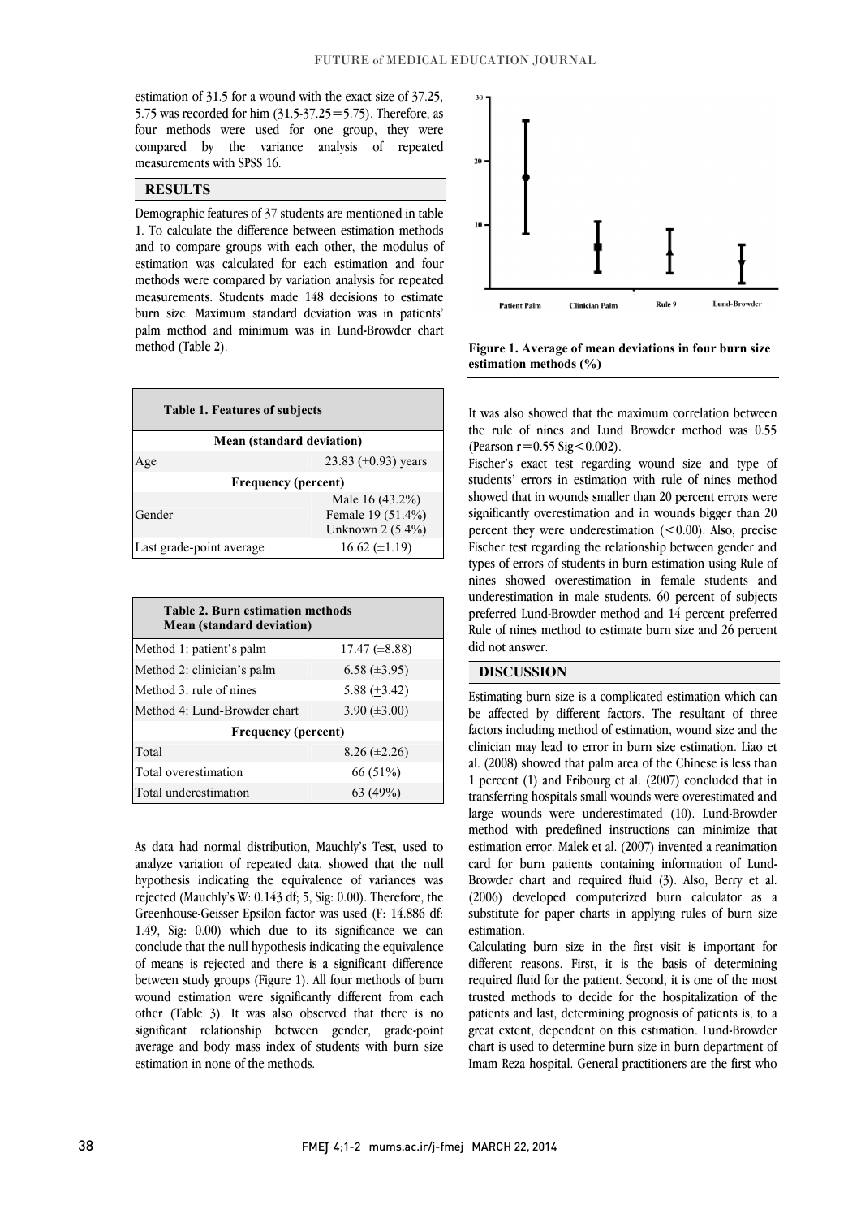estimation of 31.5 for a wound with the exact size of 37.25, 5.75 was recorded for him (31.5-37.25=5.75). Therefore, as four methods were used for one group, they were compared by the variance analysis of repeated measurements with SPSS 16.

## RESULTS

Demographic features of 37 students are mentioned in table 1. To calculate the difference between estimation methods and to compare groups with each other, the modulus of estimation was calculated for each estimation and four methods were compared by variation analysis for repeated measurements. Students made 148 decisions to estimate burn size. Maximum standard deviation was in patients' palm method and minimum was in Lund-Browder chart method (Table 2).

**Table 1. Features of subjects**

| Mean (standard deviation) | |
|---|---|
| Age | 23.83 (±0.93) years |
| **Frequency (percent)** | |
| Gender | Male 16 (43.2%)<br>Female 19 (51.4%)<br>Unknown 2 (5.4%) |
| Last grade-point average | 16.62 (±1.19) |

**Table 2. Burn estimation methods Mean (standard deviation)**

| Method | Mean (standard deviation) |
|---|---|
| Method 1: patient's palm | 17.47 (±8.88) |
| Method 2: clinician's palm | 6.58 (±3.95) |
| Method 3: rule of nines | 5.88 (±3.42) |
| Method 4: Lund-Browder chart | 3.90 (±3.00) |
| **Frequency (percent)** | |
| Total | 8.26 (±2.26) |
| Total overestimation | 66 (51%) |
| Total underestimation | 63 (49%) |

As data had normal distribution, Mauchly's Test, used to analyze variation of repeated data, showed that the null hypothesis indicating the equivalence of variances was rejected (Mauchly's W: 0.143 df; 5, Sig: 0.00). Therefore, the Greenhouse-Geisser Epsilon factor was used (F: 14.886 df: 1.49, Sig: 0.00) which due to its significance we can conclude that the null hypothesis indicating the equivalence of means is rejected and there is a significant difference between study groups (Figure 1). All four methods of burn wound estimation were significantly different from each other (Table 3). It was also observed that there is no significant relationship between gender, grade-point average and body mass index of students with burn size estimation in none of the methods.

**Figure 1. Average of mean deviations in four burn size estimation methods (%)**

It was also showed that the maximum correlation between the rule of nines and Lund Browder method was 0.55 (Pearson $r=0.55$ $Sig<0.002$).

Fischer's exact test regarding wound size and type of students' errors in estimation with rule of nines method showed that in wounds smaller than 20 percent errors were significantly overestimation and in wounds bigger than 20 percent they were underestimation (<0.00). Also, precise Fischer test regarding the relationship between gender and types of errors of students in burn estimation using Rule of nines showed overestimation in female students and underestimation in male students. 60 percent of subjects preferred Lund-Browder method and 14 percent preferred Rule of nines method to estimate burn size and 26 percent did not answer.

## DISCUSSION

Estimating burn size is a complicated estimation which can be affected by different factors. The resultant of three factors including method of estimation, wound size and the clinician may lead to error in burn size estimation. Liao et al. (2008) showed that palm area of the Chinese is less than 1 percent (1) and Fribourg et al. (2007) concluded that in transferring hospitals small wounds were overestimated and large wounds were underestimated (10). Lund-Browder method with predefined instructions can minimize that estimation error. Malek et al. (2007) invented a reanimation card for burn patients containing information of Lund-Browder chart and required fluid (3). Also, Berry et al. (2006) developed computerized burn calculator as a substitute for paper charts in applying rules of burn size estimation.

Calculating burn size in the first visit is important for different reasons. First, it is the basis of determining required fluid for the patient. Second, it is one of the most trusted methods to decide for the hospitalization of the patients and last, determining prognosis of patients is, to a great extent, dependent on this estimation. Lund-Browder chart is used to determine burn size in burn department of Imam Reza hospital. General practitioners are the first who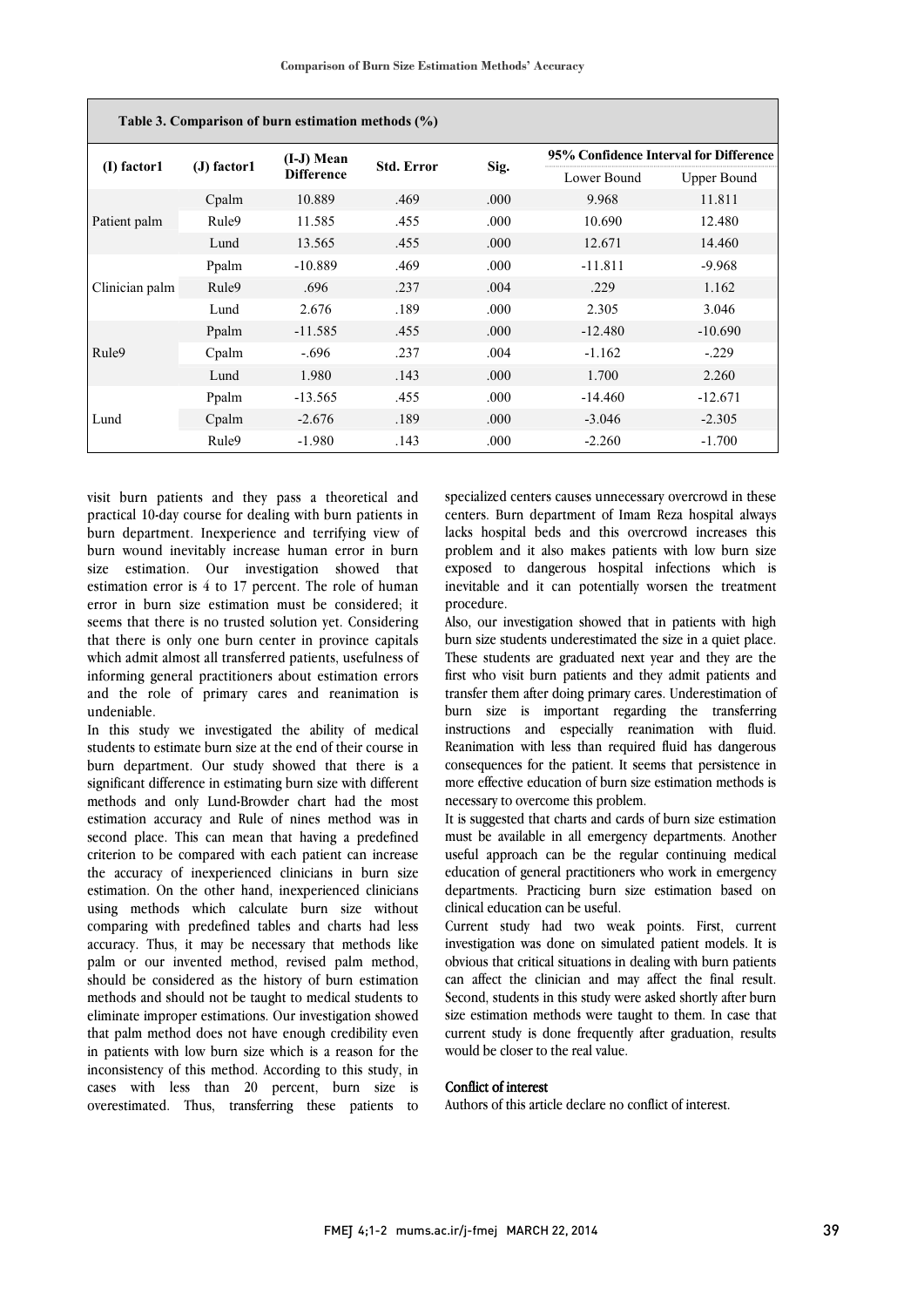**Table 3. Comparison of burn estimation methods (%)**

| (I) factor1 | (J) factor1 | (I-J) Mean Difference | Std. Error | Sig. | 95% Confidence Interval for Difference | |
|---|---|---|---|---|---|---|
| | | | | | Lower Bound | Upper Bound |
| Patient palm | Cpalm | 10.889 | .469 | .000 | 9.968 | 11.811 |
| | Rule9 | 11.585 | .455 | .000 | 10.690 | 12.480 |
| | Lund | 13.565 | .455 | .000 | 12.671 | 14.460 |
| Clinician palm | Ppalm | -10.889 | .469 | .000 | -11.811 | -9.968 |
| | Rule9 | .696 | .237 | .004 | .229 | 1.162 |
| | Lund | 2.676 | .189 | .000 | 2.305 | 3.046 |
| Rule9 | Ppalm | -11.585 | .455 | .000 | -12.480 | -10.690 |
| | Cpalm | -.696 | .237 | .004 | -1.162 | -.229 |
| | Lund | 1.980 | .143 | .000 | 1.700 | 2.260 |
| Lund | Ppalm | -13.565 | .455 | .000 | -14.460 | -12.671 |
| | Cpalm | -2.676 | .189 | .000 | -3.046 | -2.305 |
| | Rule9 | -1.980 | .143 | .000 | -2.260 | -1.700 |

visit burn patients and they pass a theoretical and practical 10-day course for dealing with burn patients in burn department. Inexperience and terrifying view of burn wound inevitably increase human error in burn size estimation. Our investigation showed that estimation error is 4 to 17 percent. The role of human error in burn size estimation must be considered; it seems that there is no trusted solution yet. Considering that there is only one burn center in province capitals which admit almost all transferred patients, usefulness of informing general practitioners about estimation errors and the role of primary cares and reanimation is undeniable.

In this study we investigated the ability of medical students to estimate burn size at the end of their course in burn department. Our study showed that there is a significant difference in estimating burn size with different methods and only Lund-Browder chart had the most estimation accuracy and Rule of nines method was in second place. This can mean that having a predefined criterion to be compared with each patient can increase the accuracy of inexperienced clinicians in burn size estimation. On the other hand, inexperienced clinicians using methods which calculate burn size without comparing with predefined tables and charts had less accuracy. Thus, it may be necessary that methods like palm or our invented method, revised palm method, should be considered as the history of burn estimation methods and should not be taught to medical students to eliminate improper estimations. Our investigation showed that palm method does not have enough credibility even in patients with low burn size which is a reason for the inconsistency of this method. According to this study, in cases with less than 20 percent, burn size is overestimated. Thus, transferring these patients to specialized centers causes unnecessary overcrowd in these centers. Burn department of Imam Reza hospital always lacks hospital beds and this overcrowd increases this problem and it also makes patients with low burn size exposed to dangerous hospital infections which is inevitable and it can potentially worsen the treatment procedure.

Also, our investigation showed that in patients with high burn size students underestimated the size in a quiet place. These students are graduated next year and they are the first who visit burn patients and they admit patients and transfer them after doing primary cares. Underestimation of burn size is important regarding the transferring instructions and especially reanimation with fluid. Reanimation with less than required fluid has dangerous consequences for the patient. It seems that persistence in more effective education of burn size estimation methods is necessary to overcome this problem.

It is suggested that charts and cards of burn size estimation must be available in all emergency departments. Another useful approach can be the regular continuing medical education of general practitioners who work in emergency departments. Practicing burn size estimation based on clinical education can be useful.

Current study had two weak points. First, current investigation was done on simulated patient models. It is obvious that critical situations in dealing with burn patients can affect the clinician and may affect the final result. Second, students in this study were asked shortly after burn size estimation methods were taught to them. In case that current study is done frequently after graduation, results would be closer to the real value.

**Conflict of interest**

Authors of this article declare no conflict of interest.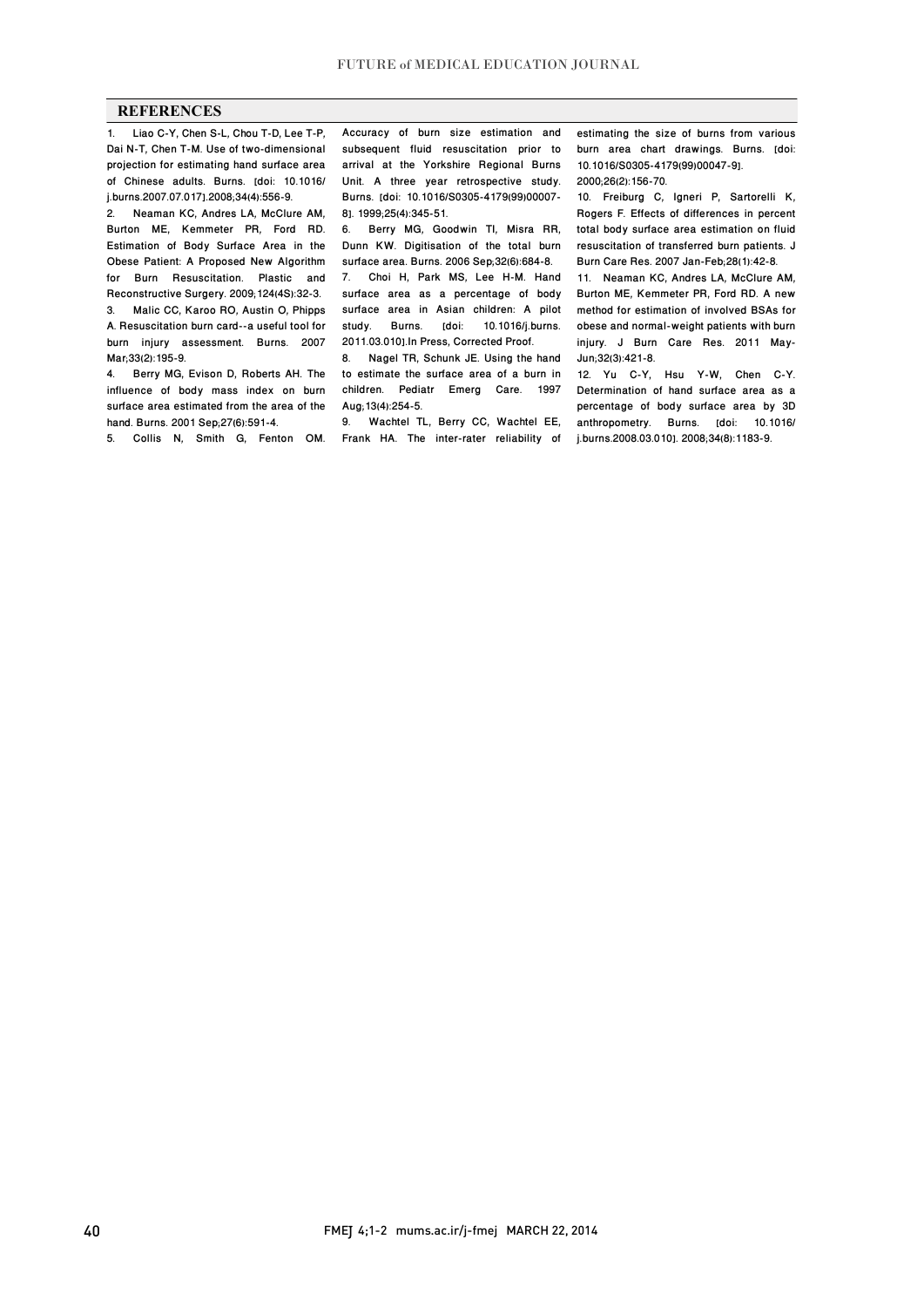## REFERENCES

1. Liao C-Y, Chen S-L, Chou T-D, Lee T-P, Dai N-T, Chen T-M. Use of two-dimensional projection for estimating hand surface area of Chinese adults. Burns. [doi: 10.1016/j.burns.2007.07.017].2008;34(4):556-9.
2. Neaman KC, Andres LA, McClure AM, Burton ME, Kemmeter PR, Ford RD. Estimation of Body Surface Area in the Obese Patient: A Proposed New Algorithm for Burn Resuscitation. Plastic and Reconstructive Surgery. 2009;124(4S):32-3.
3. Malic CC, Karoo RO, Austin O, Phipps A. Resuscitation burn card--a useful tool for burn injury assessment. Burns. 2007 Mar;33(2):195-9.
4. Berry MG, Evison D, Roberts AH. The influence of body mass index on burn surface area estimated from the area of the hand. Burns. 2001 Sep;27(6):591-4.
5. Collis N, Smith G, Fenton OM. Accuracy of burn size estimation and subsequent fluid resuscitation prior to arrival at the Yorkshire Regional Burns Unit. A three year retrospective study. Burns. [doi: 10.1016/S0305-4179(99)00007-8]. 1999;25(4):345-51.
6. Berry MG, Goodwin TI, Misra RR, Dunn KW. Digitisation of the total burn surface area. Burns. 2006 Sep;32(6):684-8.
7. Choi H, Park MS, Lee H-M. Hand surface area as a percentage of body surface area in Asian children: A pilot study. Burns. [doi: 10.1016/j.burns.2011.03.010].In Press, Corrected Proof.
8. Nagel TR, Schunk JE. Using the hand to estimate the surface area of a burn in children. Pediatr Emerg Care. 1997 Aug;13(4):254-5.
9. Wachtel TL, Berry CC, Wachtel EE, Frank HA. The inter-rater reliability of estimating the size of burns from various burn area chart drawings. Burns. [doi: 10.1016/S0305-4179(99)00047-9]. 2000;26(2):156-70.
10. Freiburg C, Igneri P, Sartorelli K, Rogers F. Effects of differences in percent total body surface area estimation on fluid resuscitation of transferred burn patients. J Burn Care Res. 2007 Jan-Feb;28(1):42-8.
11. Neaman KC, Andres LA, McClure AM, Burton ME, Kemmeter PR, Ford RD. A new method for estimation of involved BSAs for obese and normal-weight patients with burn injury. J Burn Care Res. 2011 May-Jun;32(3):421-8.
12. Yu C-Y, Hsu Y-W, Chen C-Y. Determination of hand surface area as a percentage of body surface area by 3D anthropometry. Burns. [doi: 10.1016/j.burns.2008.03.010]. 2008;34(8):1183-9.